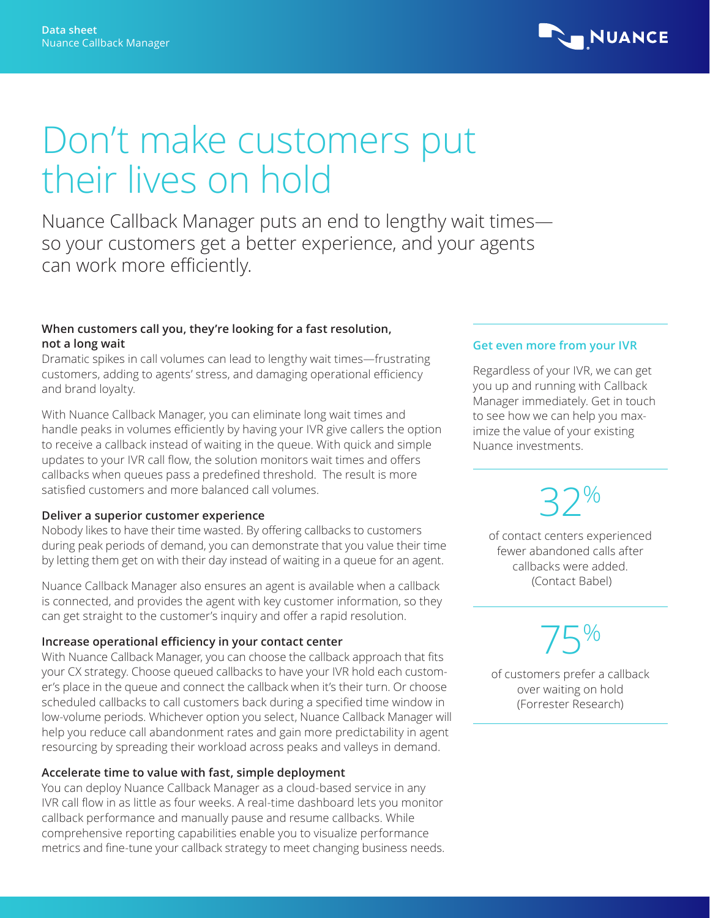Data sheet
Nuance Callback Manager

# Don't make customers put their lives on hold

Nuance Callback Manager puts an end to lengthy wait times—so your customers get a better experience, and your agents can work more efficiently.

**When customers call you, they're looking for a fast resolution, not a long wait**

Dramatic spikes in call volumes can lead to lengthy wait times—frustrating customers, adding to agents' stress, and damaging operational efficiency and brand loyalty.

With Nuance Callback Manager, you can eliminate long wait times and handle peaks in volumes efficiently by having your IVR give callers the option to receive a callback instead of waiting in the queue. With quick and simple updates to your IVR call flow, the solution monitors wait times and offers callbacks when queues pass a predefined threshold. The result is more satisfied customers and more balanced call volumes.

**Deliver a superior customer experience**

Nobody likes to have their time wasted. By offering callbacks to customers during peak periods of demand, you can demonstrate that you value their time by letting them get on with their day instead of waiting in a queue for an agent.

Nuance Callback Manager also ensures an agent is available when a callback is connected, and provides the agent with key customer information, so they can get straight to the customer's inquiry and offer a rapid resolution.

**Increase operational efficiency in your contact center**

With Nuance Callback Manager, you can choose the callback approach that fits your CX strategy. Choose queued callbacks to have your IVR hold each customer's place in the queue and connect the callback when it's their turn. Or choose scheduled callbacks to call customers back during a specified time window in low-volume periods. Whichever option you select, Nuance Callback Manager will help you reduce call abandonment rates and gain more predictability in agent resourcing by spreading their workload across peaks and valleys in demand.

**Accelerate time to value with fast, simple deployment**

You can deploy Nuance Callback Manager as a cloud-based service in any IVR call flow in as little as four weeks. A real-time dashboard lets you monitor callback performance and manually pause and resume callbacks. While comprehensive reporting capabilities enable you to visualize performance metrics and fine-tune your callback strategy to meet changing business needs.

### Get even more from your IVR

Regardless of your IVR, we can get you up and running with Callback Manager immediately. Get in touch to see how we can help you maximize the value of your existing Nuance investments.

**32%**

of contact centers experienced fewer abandoned calls after callbacks were added. (Contact Babel)

**75%**

of customers prefer a callback over waiting on hold (Forrester Research)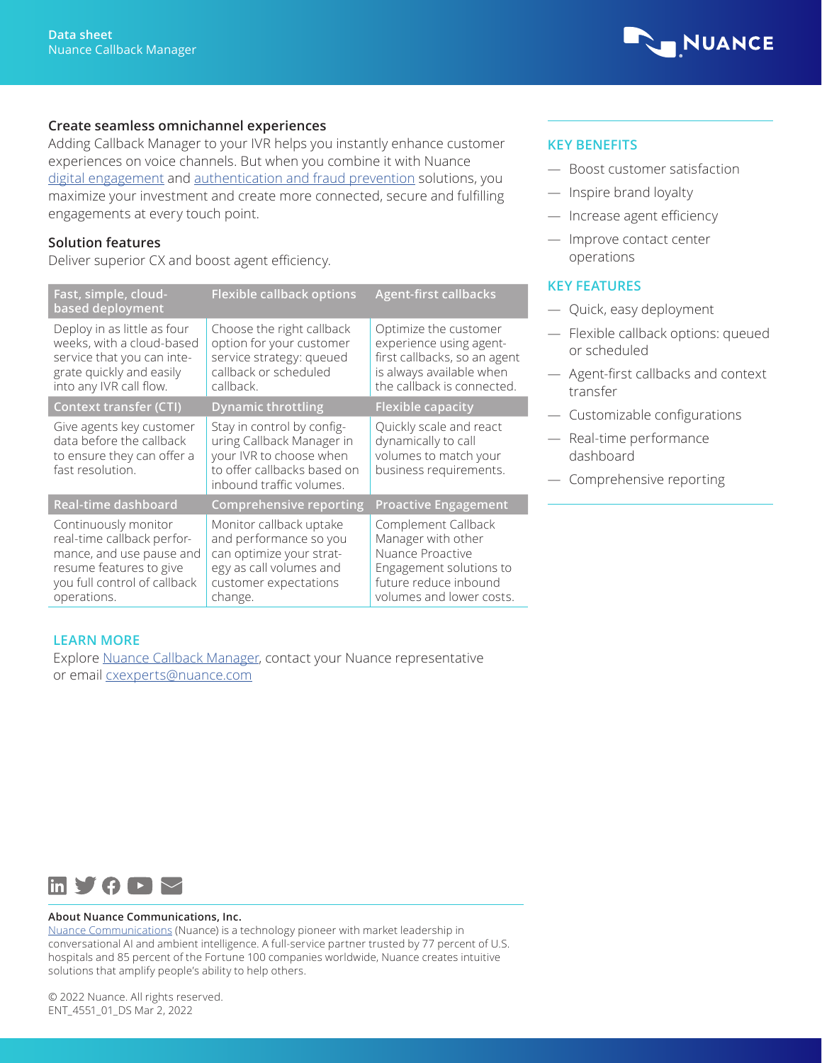## Create seamless omnichannel experiences

Adding Callback Manager to your IVR helps you instantly enhance customer experiences on voice channels. But when you combine it with Nuance digital engagement and authentication and fraud prevention solutions, you maximize your investment and create more connected, secure and fulfilling engagements at every touch point.

## Solution features

Deliver superior CX and boost agent efficiency.

| Fast, simple, cloud-based deployment | Flexible callback options | Agent-first callbacks |
|---|---|---|
| Deploy in as little as four weeks, with a cloud-based service that you can integrate quickly and easily into any IVR call flow. | Choose the right callback option for your customer service strategy: queued callback or scheduled callback. | Optimize the customer experience using agent-first callbacks, so an agent is always available when the callback is connected. |
| **Context transfer (CTI)** | **Dynamic throttling** | **Flexible capacity** |
| Give agents key customer data before the callback to ensure they can offer a fast resolution. | Stay in control by configuring Callback Manager in your IVR to choose when to offer callbacks based on inbound traffic volumes. | Quickly scale and react dynamically to call volumes to match your business requirements. |
| **Real-time dashboard** | **Comprehensive reporting** | **Proactive Engagement** |
| Continuously monitor real-time callback performance, and use pause and resume features to give you full control of callback operations. | Monitor callback uptake and performance so you can optimize your strategy as call volumes and customer expectations change. | Complement Callback Manager with other Nuance Proactive Engagement solutions to future reduce inbound volumes and lower costs. |

### KEY BENEFITS

- Boost customer satisfaction
- Inspire brand loyalty
- Increase agent efficiency
- Improve contact center operations

### KEY FEATURES

- Quick, easy deployment
- Flexible callback options: queued or scheduled
- Agent-first callbacks and context transfer
- Customizable configurations
- Real-time performance dashboard
- Comprehensive reporting

### LEARN MORE

Explore Nuance Callback Manager, contact your Nuance representative or email cxexperts@nuance.com

**About Nuance Communications, Inc.**

Nuance Communications (Nuance) is a technology pioneer with market leadership in conversational AI and ambient intelligence. A full-service partner trusted by 77 percent of U.S. hospitals and 85 percent of the Fortune 100 companies worldwide, Nuance creates intuitive solutions that amplify people's ability to help others.

© 2022 Nuance. All rights reserved.
ENT_4551_01_DS Mar 2, 2022